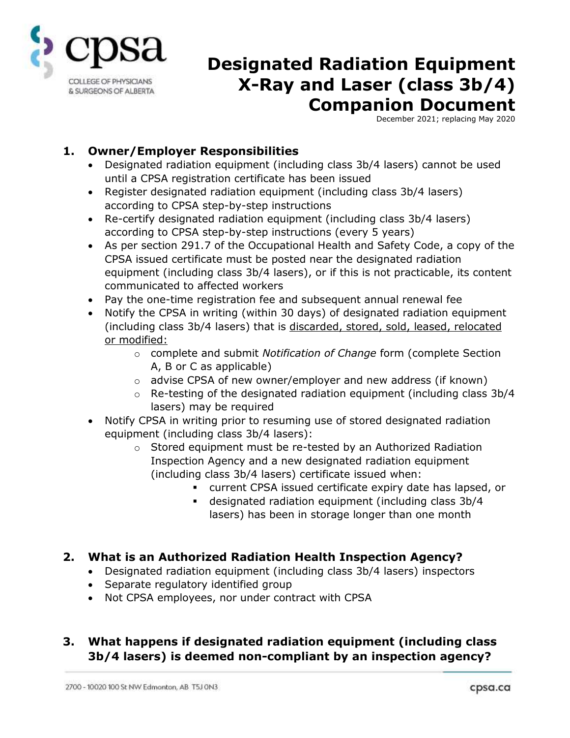# Designated Radiation Equipment X-Ray and Laser (class 3b/4) Companion Document

December 2021; replacing May 2020

## 1. Owner/Employer Responsibilities

- Designated radiation equipment (including class 3b/4 lasers) cannot be used until a CPSA registration certificate has been issued
- Register designated radiation equipment (including class 3b/4 lasers) according to CPSA step-by-step instructions
- Re-certify designated radiation equipment (including class 3b/4 lasers) according to CPSA step-by-step instructions (every 5 years)
- As per section 291.7 of the Occupational Health and Safety Code, a copy of the CPSA issued certificate must be posted near the designated radiation equipment (including class 3b/4 lasers), or if this is not practicable, its content communicated to affected workers
- Pay the one-time registration fee and subsequent annual renewal fee
- Notify the CPSA in writing (within 30 days) of designated radiation equipment (including class 3b/4 lasers) that is <u>discarded, stored, sold, leased, relocated or modified:</u>
  - complete and submit *Notification of Change* form (complete Section A, B or C as applicable)
  - advise CPSA of new owner/employer and new address (if known)
  - Re-testing of the designated radiation equipment (including class 3b/4 lasers) may be required
- Notify CPSA in writing prior to resuming use of stored designated radiation equipment (including class 3b/4 lasers):
  - Stored equipment must be re-tested by an Authorized Radiation Inspection Agency and a new designated radiation equipment (including class 3b/4 lasers) certificate issued when:
    - current CPSA issued certificate expiry date has lapsed, or
    - designated radiation equipment (including class 3b/4 lasers) has been in storage longer than one month

## 2. What is an Authorized Radiation Health Inspection Agency?

- Designated radiation equipment (including class 3b/4 lasers) inspectors
- Separate regulatory identified group
- Not CPSA employees, nor under contract with CPSA

## 3. What happens if designated radiation equipment (including class 3b/4 lasers) is deemed non-compliant by an inspection agency?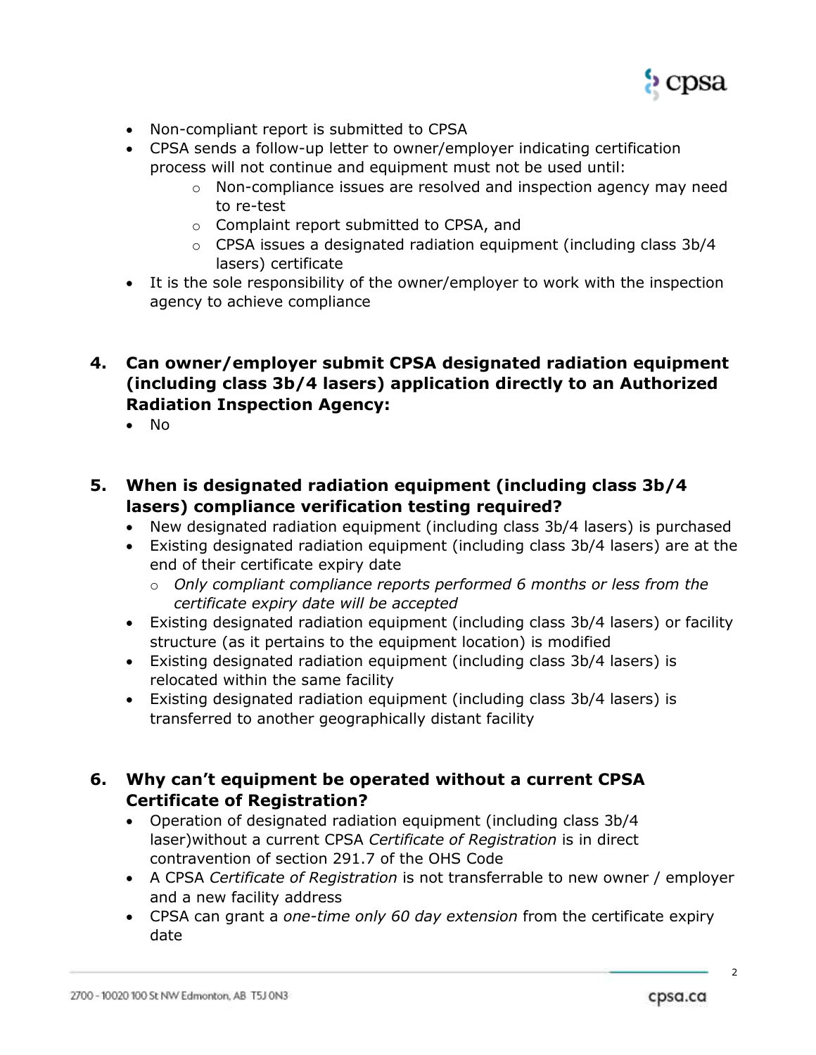- Non-compliant report is submitted to CPSA
- CPSA sends a follow-up letter to owner/employer indicating certification process will not continue and equipment must not be used until:
    - Non-compliance issues are resolved and inspection agency may need to re-test
    - Complaint report submitted to CPSA, and
    - CPSA issues a designated radiation equipment (including class 3b/4 lasers) certificate
- It is the sole responsibility of the owner/employer to work with the inspection agency to achieve compliance

## 4. Can owner/employer submit CPSA designated radiation equipment (including class 3b/4 lasers) application directly to an Authorized Radiation Inspection Agency:

- No

## 5. When is designated radiation equipment (including class 3b/4 lasers) compliance verification testing required?

- New designated radiation equipment (including class 3b/4 lasers) is purchased
- Existing designated radiation equipment (including class 3b/4 lasers) are at the end of their certificate expiry date
    - *Only compliant compliance reports performed 6 months or less from the certificate expiry date will be accepted*
- Existing designated radiation equipment (including class 3b/4 lasers) or facility structure (as it pertains to the equipment location) is modified
- Existing designated radiation equipment (including class 3b/4 lasers) is relocated within the same facility
- Existing designated radiation equipment (including class 3b/4 lasers) is transferred to another geographically distant facility

## 6. Why can't equipment be operated without a current CPSA Certificate of Registration?

- Operation of designated radiation equipment (including class 3b/4 laser)without a current CPSA *Certificate of Registration* is in direct contravention of section 291.7 of the OHS Code
- A CPSA *Certificate of Registration* is not transferrable to new owner / employer and a new facility address
- CPSA can grant a *one-time only 60 day extension* from the certificate expiry date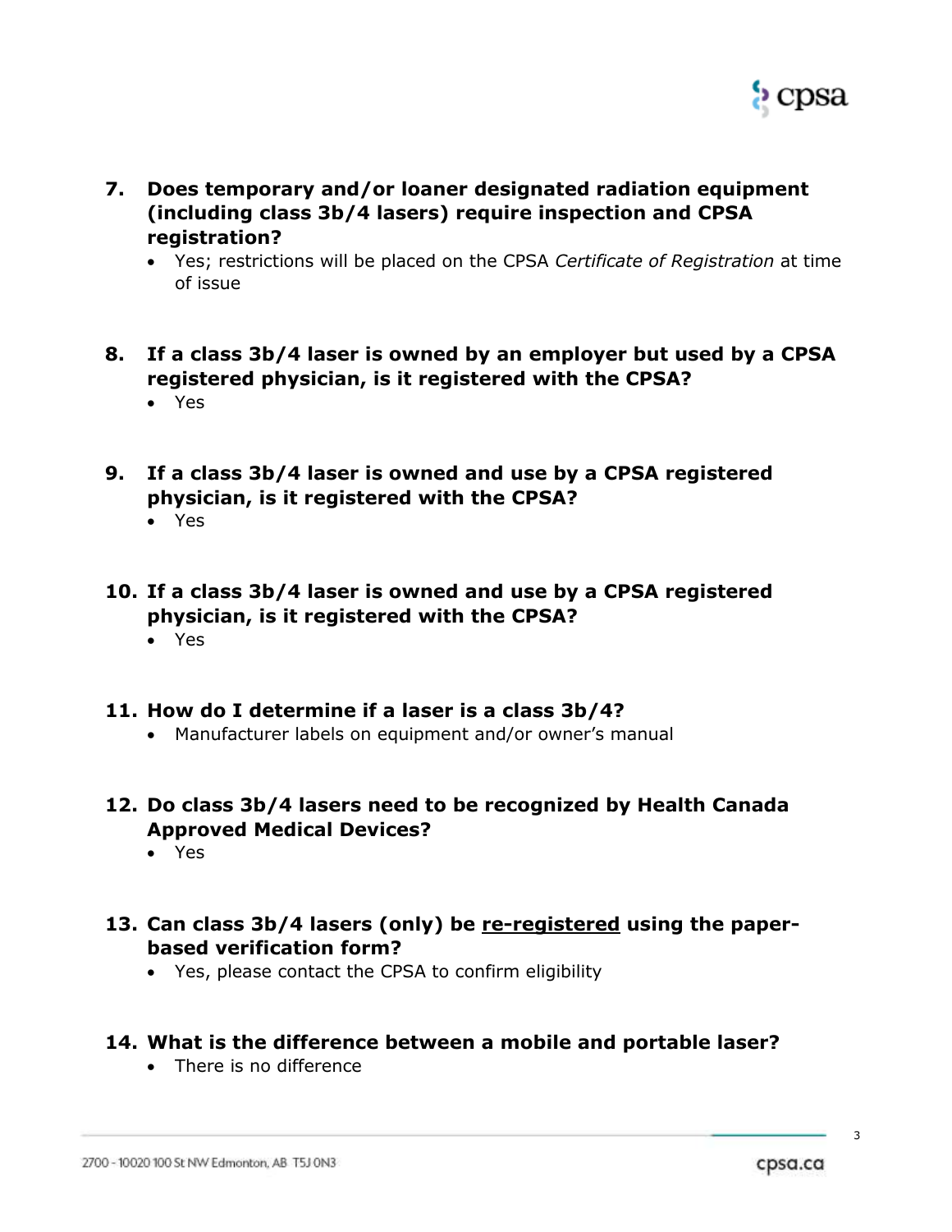**7. Does temporary and/or loaner designated radiation equipment (including class 3b/4 lasers) require inspection and CPSA registration?**

- Yes; restrictions will be placed on the CPSA *Certificate of Registration* at time of issue

**8. If a class 3b/4 laser is owned by an employer but used by a CPSA registered physician, is it registered with the CPSA?**

- Yes

**9. If a class 3b/4 laser is owned and use by a CPSA registered physician, is it registered with the CPSA?**

- Yes

**10. If a class 3b/4 laser is owned and use by a CPSA registered physician, is it registered with the CPSA?**

- Yes

**11. How do I determine if a laser is a class 3b/4?**

- Manufacturer labels on equipment and/or owner's manual

**12. Do class 3b/4 lasers need to be recognized by Health Canada Approved Medical Devices?**

- Yes

**13. Can class 3b/4 lasers (only) be <u>re-registered</u> using the paper-based verification form?**

- Yes, please contact the CPSA to confirm eligibility

**14. What is the difference between a mobile and portable laser?**

- There is no difference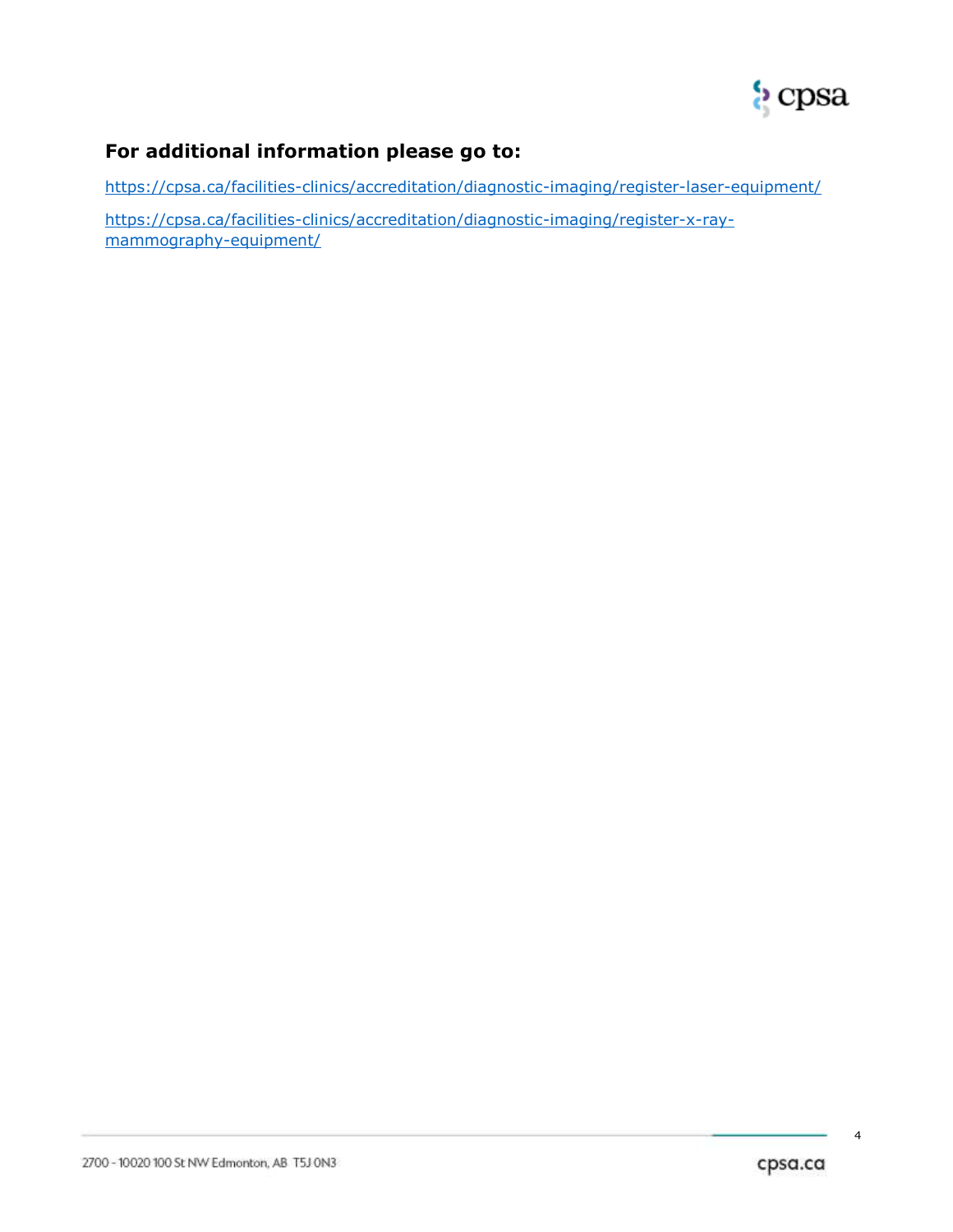**For additional information please go to:**

https://cpsa.ca/facilities-clinics/accreditation/diagnostic-imaging/register-laser-equipment/

https://cpsa.ca/facilities-clinics/accreditation/diagnostic-imaging/register-x-ray-mammography-equipment/